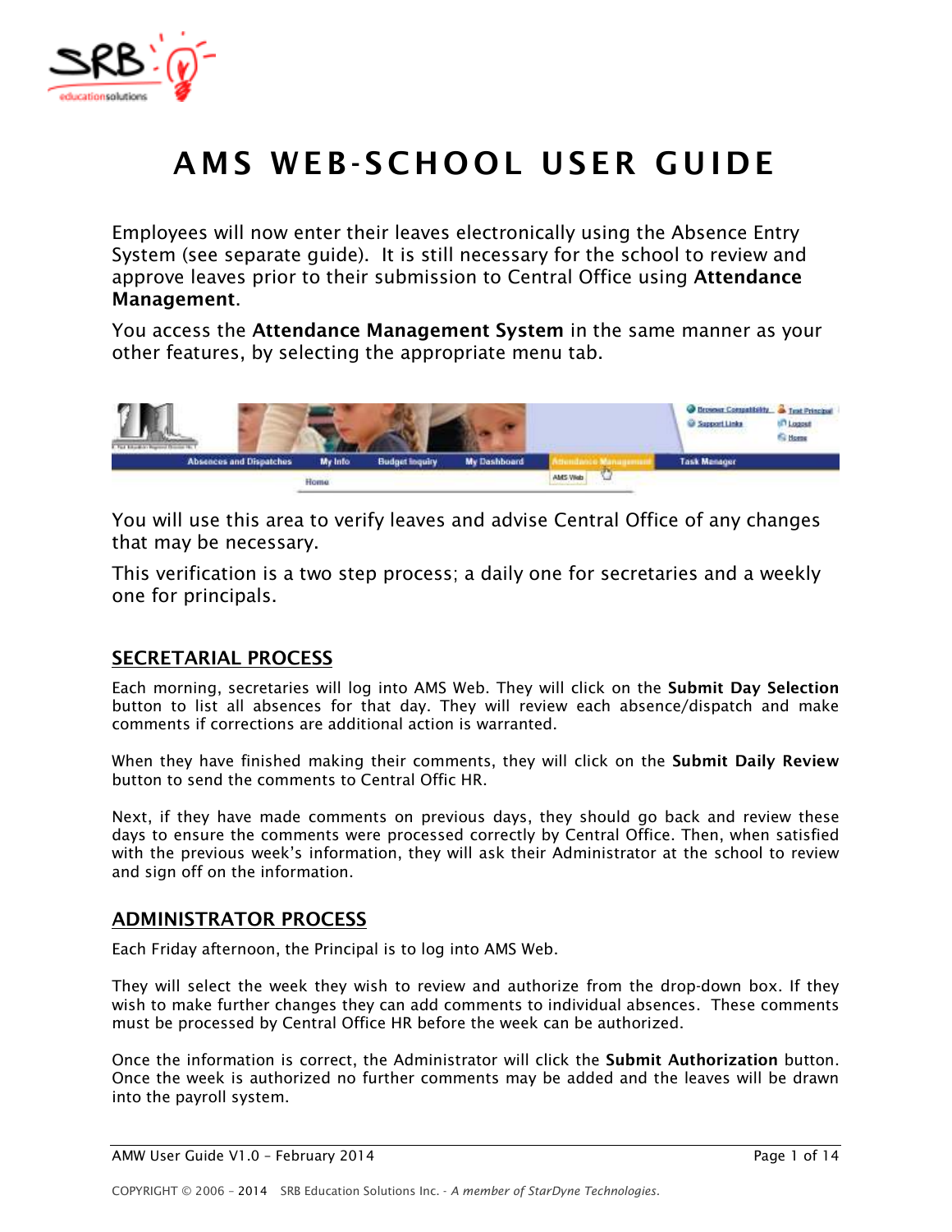# AMS WEB-SCHOOL USER GUIDE

Employees will now enter their leaves electronically using the Absence Entry System (see separate guide). It is still necessary for the school to review and approve leaves prior to their submission to Central Office using **Attendance Management**.

You access the **Attendance Management System** in the same manner as your other features, by selecting the appropriate menu tab.

You will use this area to verify leaves and advise Central Office of any changes that may be necessary.

This verification is a two step process; a daily one for secretaries and a weekly one for principals.

## SECRETARIAL PROCESS

Each morning, secretaries will log into AMS Web. They will click on the **Submit Day Selection** button to list all absences for that day. They will review each absence/dispatch and make comments if corrections are additional action is warranted.

When they have finished making their comments, they will click on the **Submit Daily Review** button to send the comments to Central Offic HR.

Next, if they have made comments on previous days, they should go back and review these days to ensure the comments were processed correctly by Central Office. Then, when satisfied with the previous week's information, they will ask their Administrator at the school to review and sign off on the information.

## ADMINISTRATOR PROCESS

Each Friday afternoon, the Principal is to log into AMS Web.

They will select the week they wish to review and authorize from the drop-down box. If they wish to make further changes they can add comments to individual absences. These comments must be processed by Central Office HR before the week can be authorized.

Once the information is correct, the Administrator will click the **Submit Authorization** button. Once the week is authorized no further comments may be added and the leaves will be drawn into the payroll system.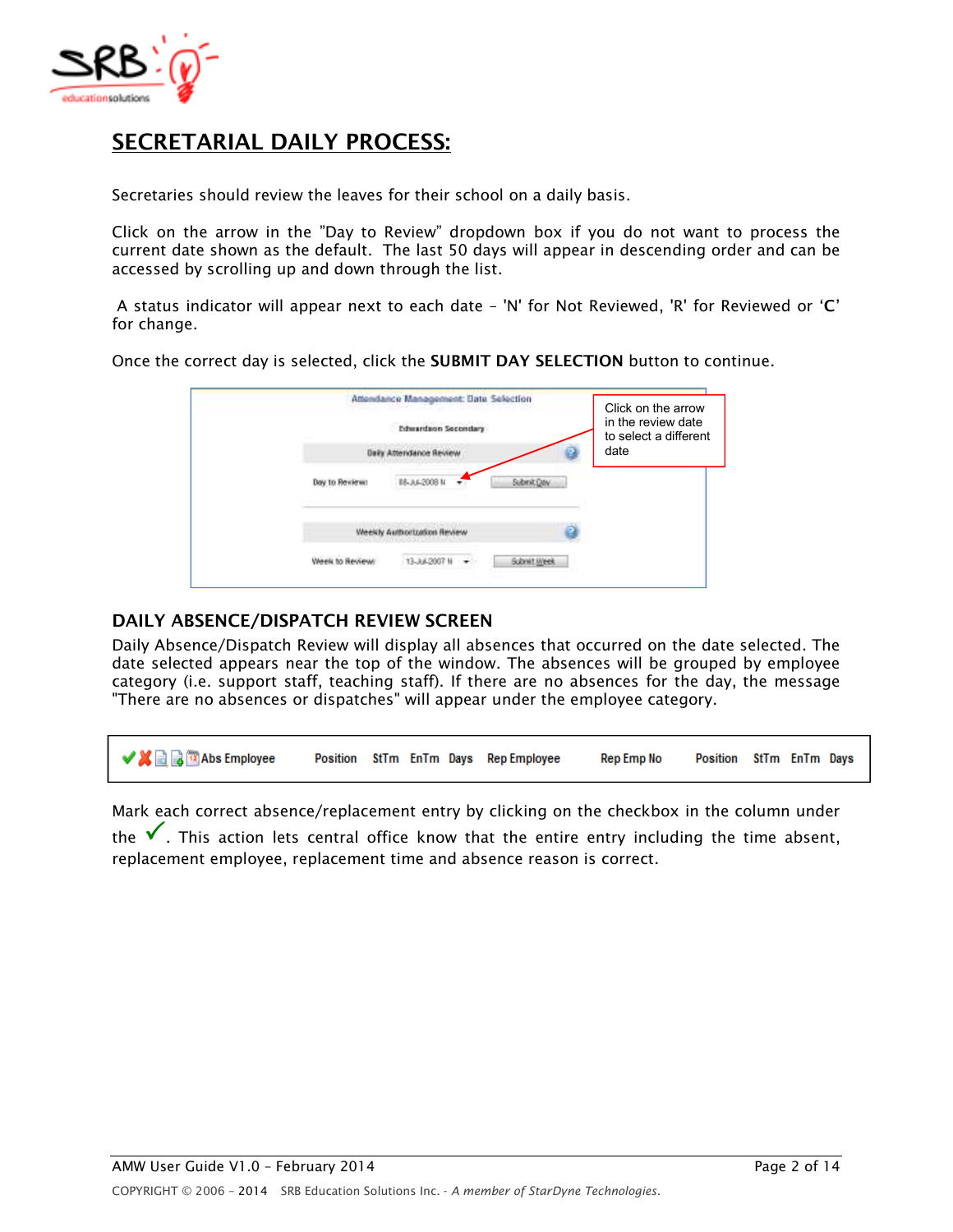## SECRETARIAL DAILY PROCESS:

Secretaries should review the leaves for their school on a daily basis.

Click on the arrow in the "Day to Review" dropdown box if you do not want to process the current date shown as the default. The last 50 days will appear in descending order and can be accessed by scrolling up and down through the list.

A status indicator will appear next to each date – 'N' for Not Reviewed, 'R' for Reviewed or '**C**' for change.

Once the correct day is selected, click the **SUBMIT DAY SELECTION** button to continue.

Attendance Management: Date Selection

Edwardson Secondary

Daily Attendance Review

Day to Review: 08-Jul-2008 N — Submit Day

Weekly Authorization Review

Week to Review: 13-Jul-2007 N — Submit Week

Click on the arrow in the review date to select a different date

### DAILY ABSENCE/DISPATCH REVIEW SCREEN

Daily Absence/Dispatch Review will display all absences that occurred on the date selected. The date selected appears near the top of the window. The absences will be grouped by employee category (i.e. support staff, teaching staff). If there are no absences for the day, the message "There are no absences or dispatches" will appear under the employee category.

| ✔ ✘ | Abs Employee | Position | StTm | EnTm | Days | Rep Employee | Rep Emp No | Position | StTm | EnTm | Days |
|---|---|---|---|---|---|---|---|---|---|---|---|

Mark each correct absence/replacement entry by clicking on the checkbox in the column under the ✔. This action lets central office know that the entire entry including the time absent, replacement employee, replacement time and absence reason is correct.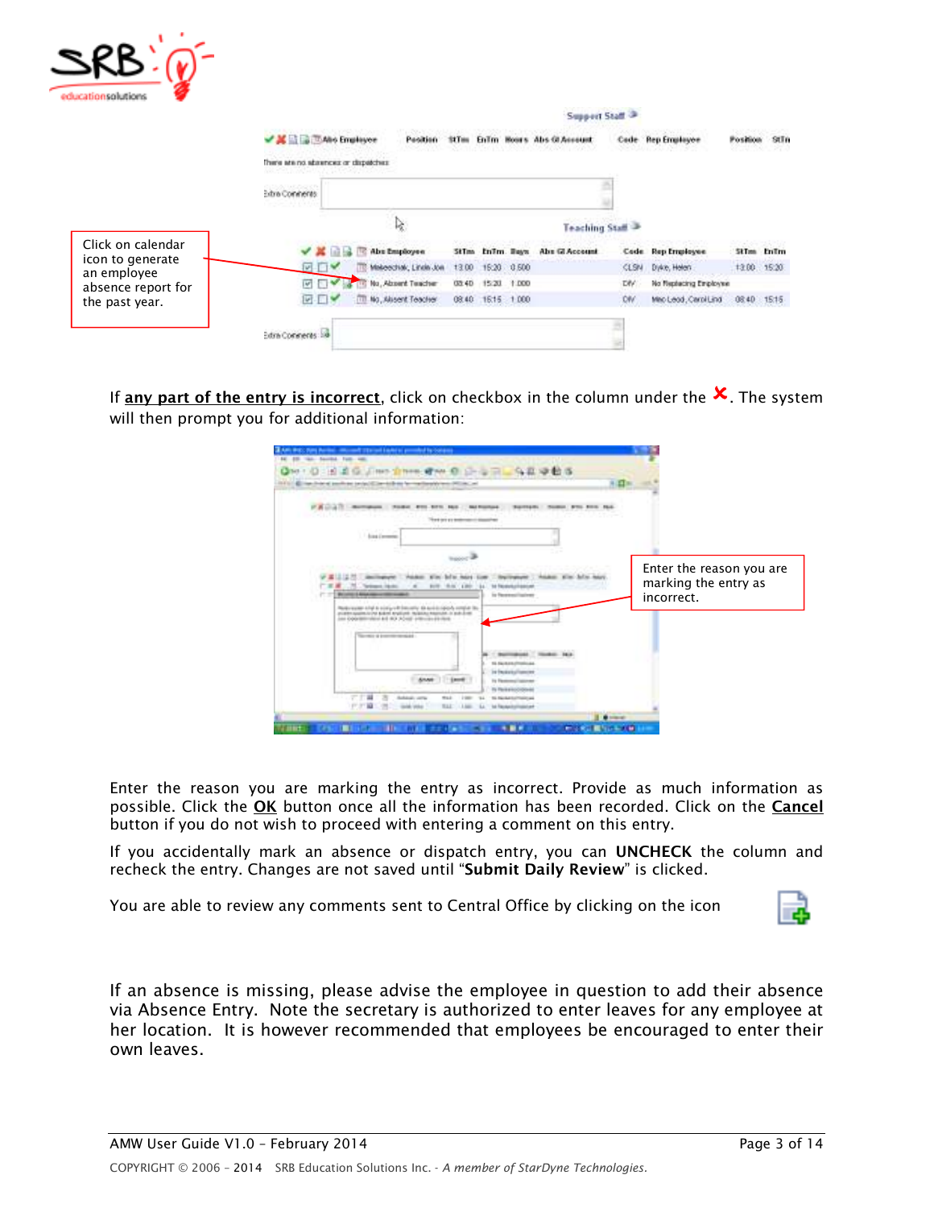Click on calendar icon to generate an employee absence report for the past year.

If **any part of the entry is incorrect**, click on checkbox in the column under the ✘. The system will then prompt you for additional information:

Enter the reason you are marking the entry as incorrect.

Enter the reason you are marking the entry as incorrect. Provide as much information as possible. Click the **OK** button once all the information has been recorded. Click on the **Cancel** button if you do not wish to proceed with entering a comment on this entry.

If you accidentally mark an absence or dispatch entry, you can **UNCHECK** the column and recheck the entry. Changes are not saved until "**Submit Daily Review**" is clicked.

You are able to review any comments sent to Central Office by clicking on the icon

If an absence is missing, please advise the employee in question to add their absence via Absence Entry. Note the secretary is authorized to enter leaves for any employee at her location. It is however recommended that employees be encouraged to enter their own leaves.

AMW User Guide V1.0 – February 2014

COPYRIGHT © 2006 – 2014 SRB Education Solutions Inc. - *A member of StarDyne Technologies.*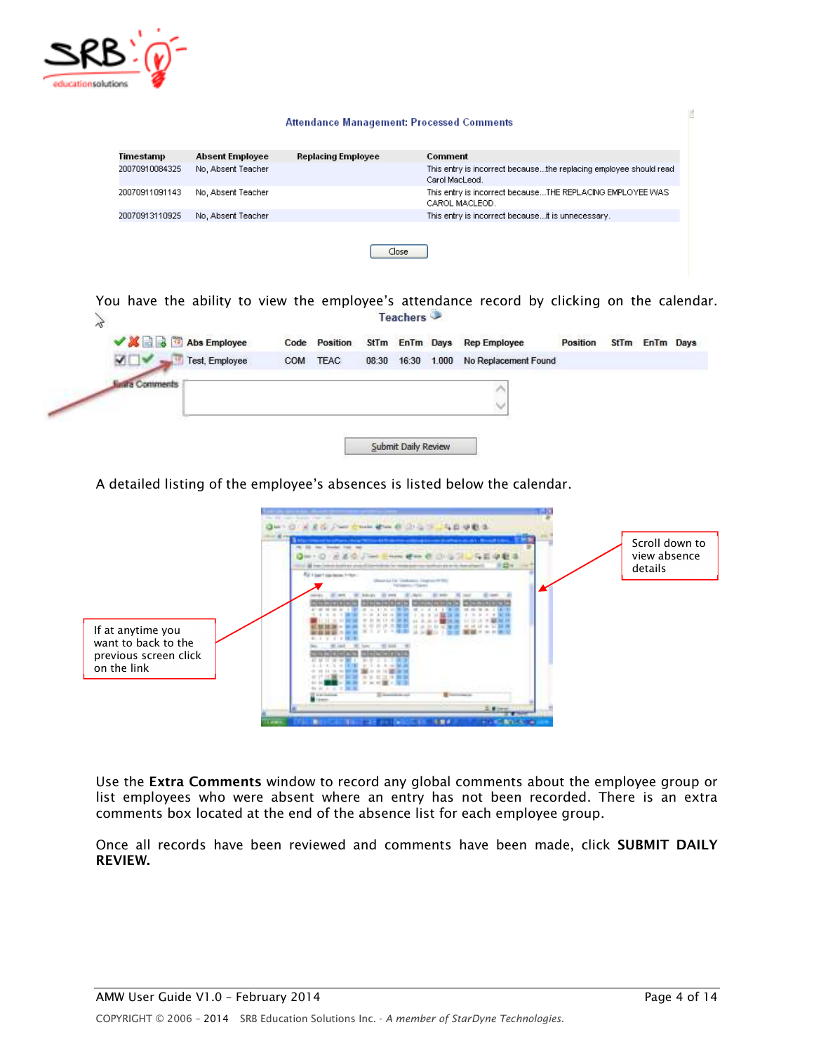**Attendance Management: Processed Comments**

| Timestamp | Absent Employee | Replacing Employee | Comment |
|---|---|---|---|
| 20070910084325 | No, Absent Teacher | | This entry is incorrect because...the replacing employee should read Carol MacLeod. |
| 20070911091143 | No, Absent Teacher | | This entry is incorrect because...THE REPLACING EMPLOYEE WAS CAROL MACLEOD. |
| 20070913110925 | No, Absent Teacher | | This entry is incorrect because...it is unnecessary. |

Close

You have the ability to view the employee's attendance record by clicking on the calendar.

**Teachers**

| Abs Employee | Code | Position | StTm | EnTm | Days | Rep Employee | Position | StTm | EnTm | Days |
|---|---|---|---|---|---|---|---|---|---|---|
| Test, Employee | COM | TEAC | 08:30 | 16:30 | 1.000 | No Replacement Found | | | | |

Extra Comments

Submit Daily Review

A detailed listing of the employee's absences is listed below the calendar.

If at anytime you want to back to the previous screen click on the link

Scroll down to view absence details

Use the **Extra Comments** window to record any global comments about the employee group or list employees who were absent where an entry has not been recorded. There is an extra comments box located at the end of the absence list for each employee group.

Once all records have been reviewed and comments have been made, click **SUBMIT DAILY REVIEW.**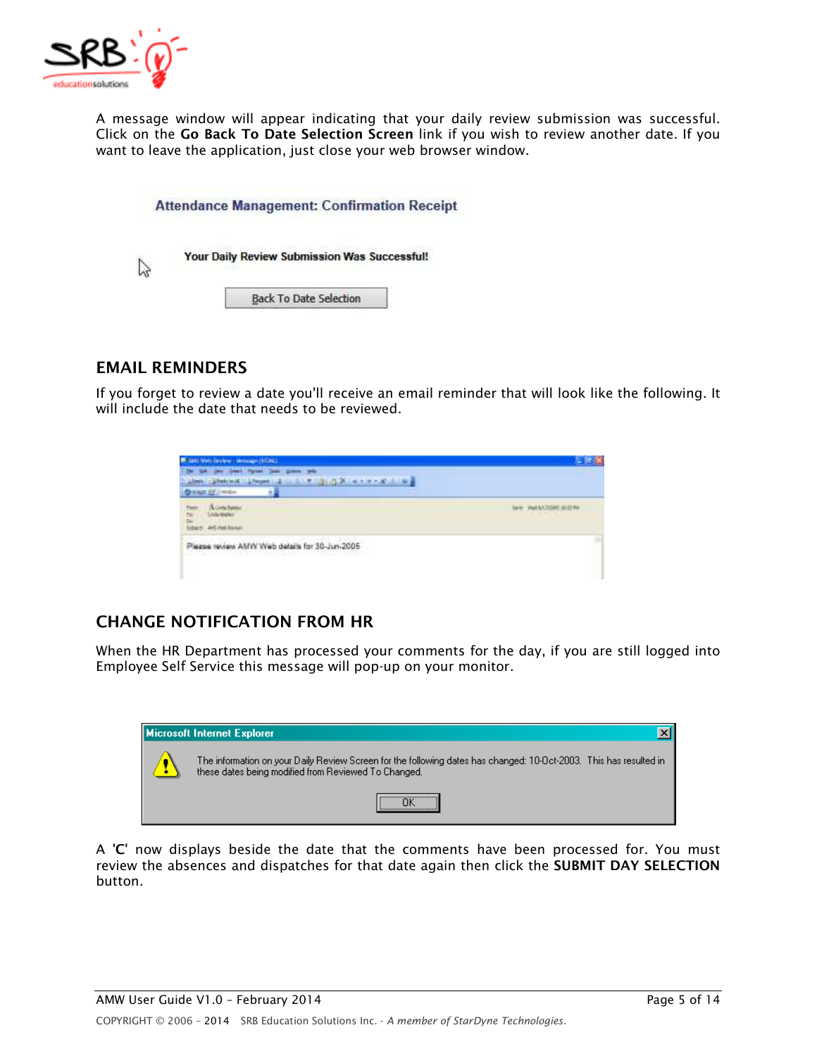A message window will appear indicating that your daily review submission was successful. Click on the **Go Back To Date Selection Screen** link if you wish to review another date. If you want to leave the application, just close your web browser window.

Attendance Management: Confirmation Receipt

Your Daily Review Submission Was Successful!

Back To Date Selection

## EMAIL REMINDERS

If you forget to review a date you'll receive an email reminder that will look like the following. It will include the date that needs to be reviewed.

Please review AMW Web details for 30-Jun-2005

## CHANGE NOTIFICATION FROM HR

When the HR Department has processed your comments for the day, if you are still logged into Employee Self Service this message will pop-up on your monitor.

Microsoft Internet Explorer

The information on your Daily Review Screen for the following dates has changed: 10-Oct-2003. This has resulted in these dates being modified from Reviewed To Changed.

OK

A '**C**' now displays beside the date that the comments have been processed for. You must review the absences and dispatches for that date again then click the **SUBMIT DAY SELECTION** button.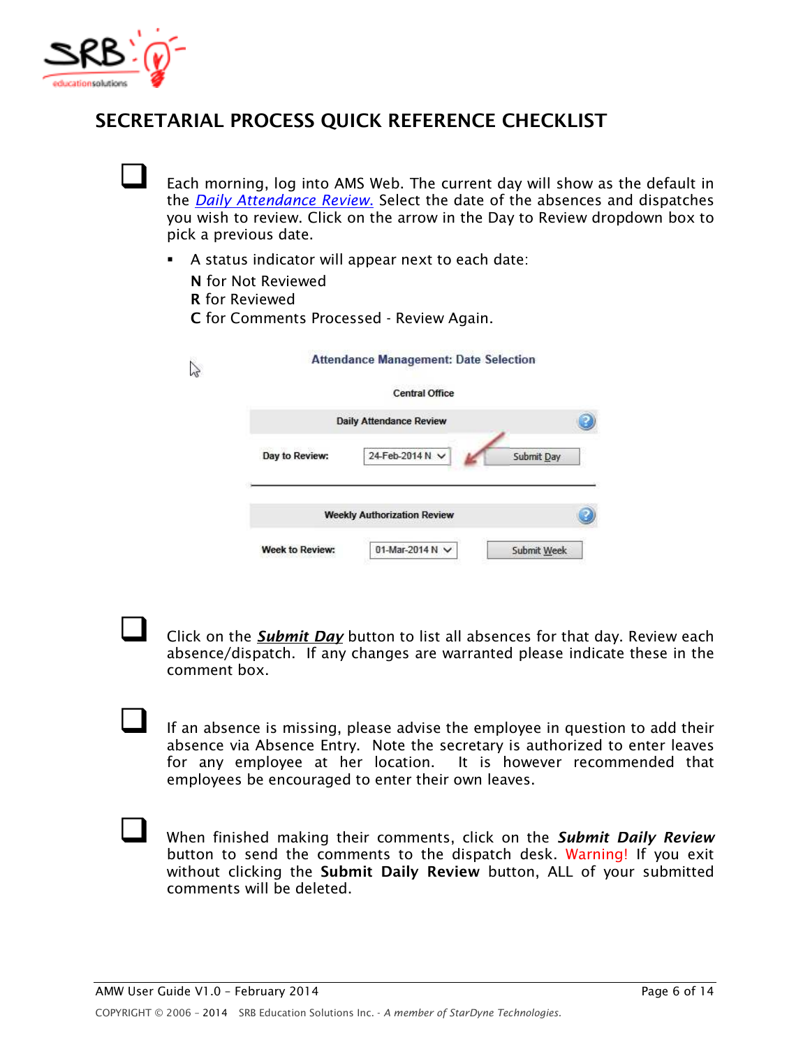# SECRETARIAL PROCESS QUICK REFERENCE CHECKLIST

- [ ] Each morning, log into AMS Web. The current day will show as the default in the *Daily Attendance Review.* Select the date of the absences and dispatches you wish to review. Click on the arrow in the Day to Review dropdown box to pick a previous date.
  - A status indicator will appear next to each date:

    **N** for Not Reviewed
    **R** for Reviewed
    **C** for Comments Processed - Review Again.

Attendance Management: Date Selection

Central Office

Daily Attendance Review

Day to Review: 24-Feb-2014 N | Submit Day

Weekly Authorization Review

Week to Review: 01-Mar-2014 N | Submit Week

- [ ] Click on the ***Submit Day*** button to list all absences for that day. Review each absence/dispatch. If any changes are warranted please indicate these in the comment box.

- [ ] If an absence is missing, please advise the employee in question to add their absence via Absence Entry. Note the secretary is authorized to enter leaves for any employee at her location. It is however recommended that employees be encouraged to enter their own leaves.

- [ ] When finished making their comments, click on the ***Submit Daily Review*** button to send the comments to the dispatch desk. Warning! If you exit without clicking the **Submit Daily Review** button, ALL of your submitted comments will be deleted.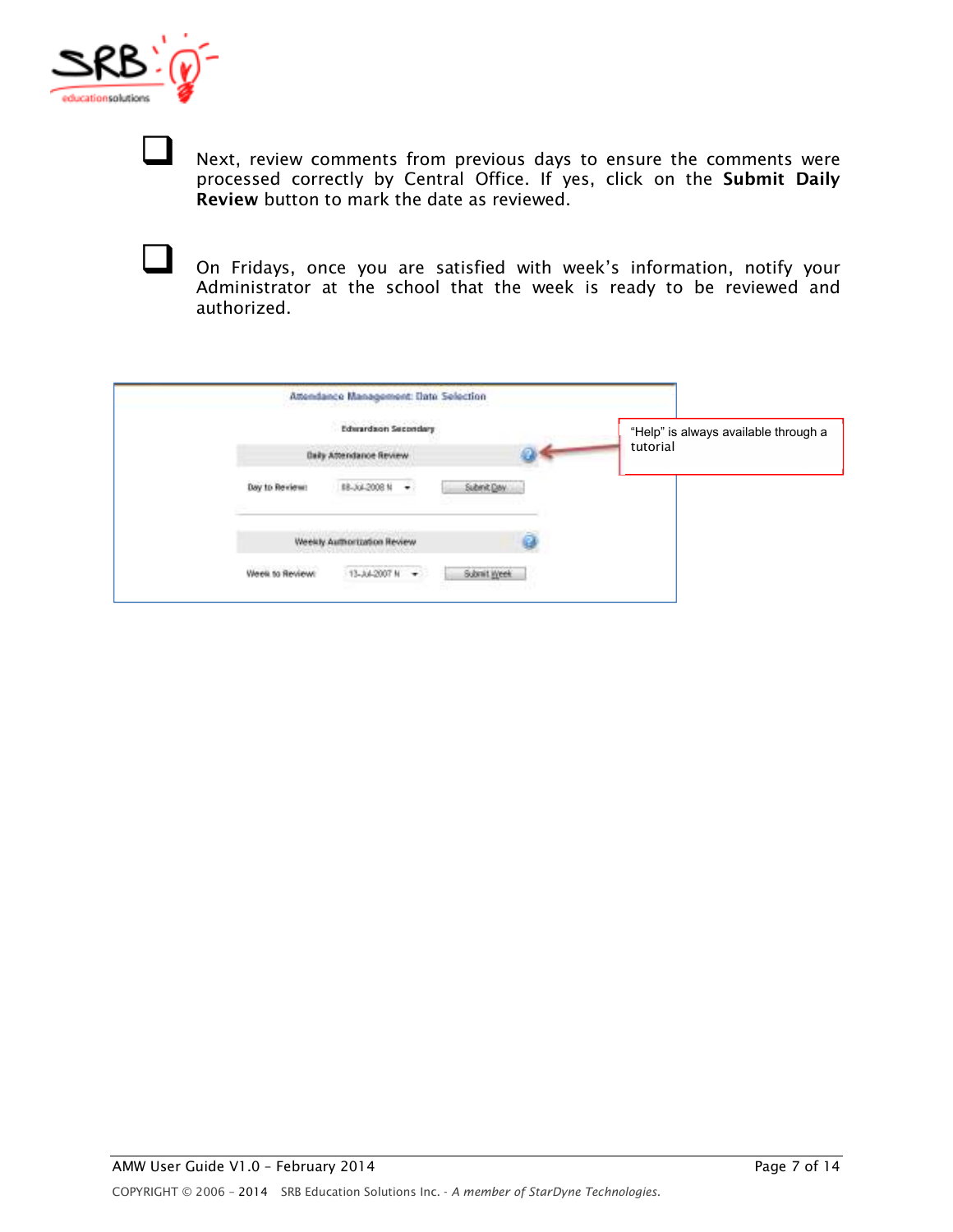- [ ] Next, review comments from previous days to ensure the comments were processed correctly by Central Office. If yes, click on the **Submit Daily Review** button to mark the date as reviewed.

- [ ] On Fridays, once you are satisfied with week's information, notify your Administrator at the school that the week is ready to be reviewed and authorized.

Attendance Management: Date Selection

Edwardson Secondary

Daily Attendance Review

Day to Review: 08-Jul-2008 N | Submit Day

Weekly Authorization Review

Week to Review: 13-Jul-2007 N | Submit Week

"Help" is always available through a tutorial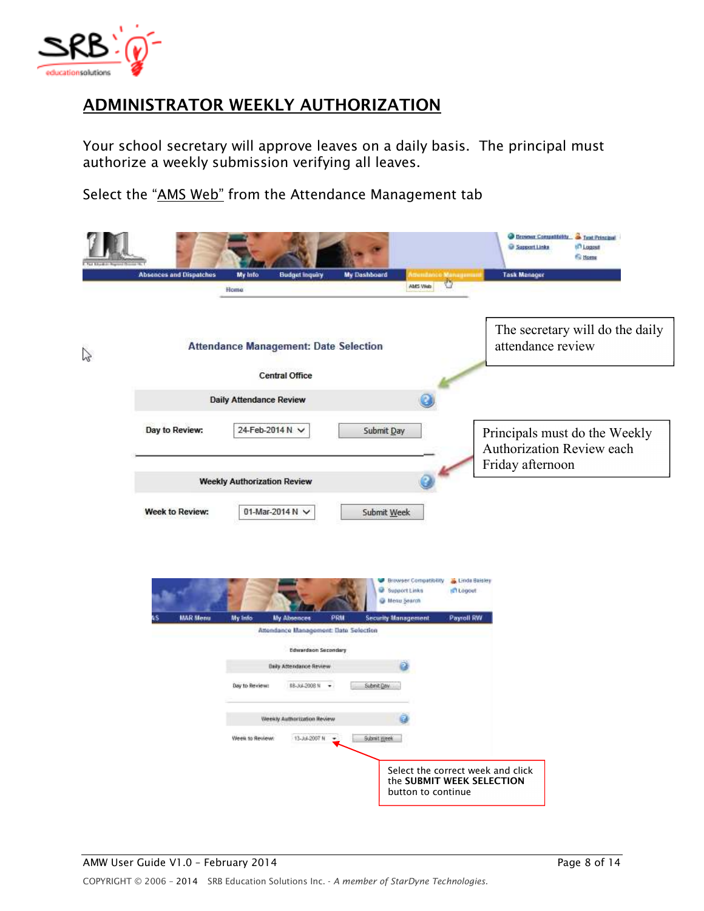## ADMINISTRATOR WEEKLY AUTHORIZATION

Your school secretary will approve leaves on a daily basis. The principal must authorize a weekly submission verifying all leaves.

Select the "AMS Web" from the Attendance Management tab

Absences and Dispatches | My Info | Budget Inquiry | My Dashboard | Attendance Management | Task Manager

AMS Web

Home

**Attendance Management: Date Selection**

Central Office

**Daily Attendance Review**

Day to Review: 24-Feb-2014 N | Submit Day

**Weekly Authorization Review**

Week to Review: 01-Mar-2014 N | Submit Week

The secretary will do the daily attendance review

Principals must do the Weekly Authorization Review each Friday afternoon

Attendance Management: Date Selection

Edwardson Secondary

Daily Attendance Review

Day to Review: 08-Jul-2008 N | Submit Day

Weekly Authorization Review

Week to Review: 13-Jul-2007 N | Submit Week

Select the correct week and click the **SUBMIT WEEK SELECTION** button to continue

AMW User Guide V1.0 – February 2014

COPYRIGHT © 2006 – 2014 SRB Education Solutions Inc. - *A member of StarDyne Technologies.*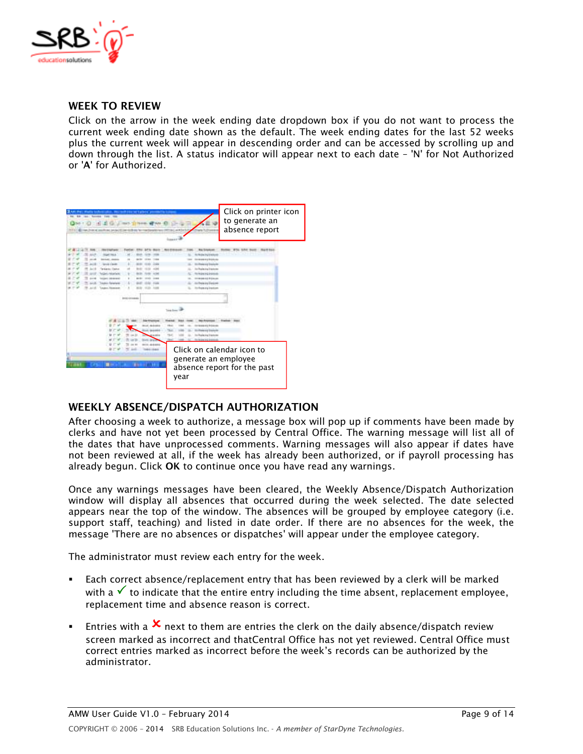## WEEK TO REVIEW

Click on the arrow in the week ending date dropdown box if you do not want to process the current week ending date shown as the default. The week ending dates for the last 52 weeks plus the current week will appear in descending order and can be accessed by scrolling up and down through the list. A status indicator will appear next to each date – 'N' for Not Authorized or '**A**' for Authorized.

Click on printer icon to generate an absence report

Click on calendar icon to generate an employee absence report for the past year

## WEEKLY ABSENCE/DISPATCH AUTHORIZATION

After choosing a week to authorize, a message box will pop up if comments have been made by clerks and have not yet been processed by Central Office. The warning message will list all of the dates that have unprocessed comments. Warning messages will also appear if dates have not been reviewed at all, if the week has already been authorized, or if payroll processing has already begun. Click **OK** to continue once you have read any warnings.

Once any warnings messages have been cleared, the Weekly Absence/Dispatch Authorization window will display all absences that occurred during the week selected. The date selected appears near the top of the window. The absences will be grouped by employee category (i.e. support staff, teaching) and listed in date order. If there are no absences for the week, the message 'There are no absences or dispatches' will appear under the employee category.

The administrator must review each entry for the week.

- Each correct absence/replacement entry that has been reviewed by a clerk will be marked with a ✓ to indicate that the entire entry including the time absent, replacement employee, replacement time and absence reason is correct.
- Entries with a ✗ next to them are entries the clerk on the daily absence/dispatch review screen marked as incorrect and thatCentral Office has not yet reviewed. Central Office must correct entries marked as incorrect before the week's records can be authorized by the administrator.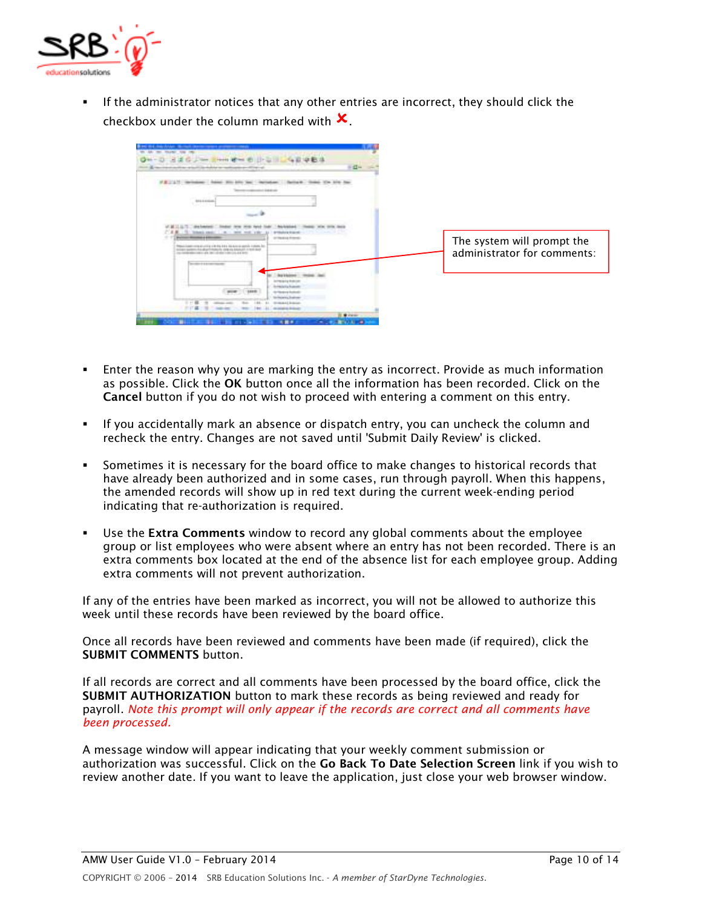- If the administrator notices that any other entries are incorrect, they should click the checkbox under the column marked with ✘.

The system will prompt the administrator for comments:

- Enter the reason why you are marking the entry as incorrect. Provide as much information as possible. Click the **OK** button once all the information has been recorded. Click on the **Cancel** button if you do not wish to proceed with entering a comment on this entry.

- If you accidentally mark an absence or dispatch entry, you can uncheck the column and recheck the entry. Changes are not saved until 'Submit Daily Review' is clicked.

- Sometimes it is necessary for the board office to make changes to historical records that have already been authorized and in some cases, run through payroll. When this happens, the amended records will show up in red text during the current week-ending period indicating that re-authorization is required.

- Use the **Extra Comments** window to record any global comments about the employee group or list employees who were absent where an entry has not been recorded. There is an extra comments box located at the end of the absence list for each employee group. Adding extra comments will not prevent authorization.

If any of the entries have been marked as incorrect, you will not be allowed to authorize this week until these records have been reviewed by the board office.

Once all records have been reviewed and comments have been made (if required), click the **SUBMIT COMMENTS** button.

If all records are correct and all comments have been processed by the board office, click the **SUBMIT AUTHORIZATION** button to mark these records as being reviewed and ready for payroll. *Note this prompt will only appear if the records are correct and all comments have been processed.*

A message window will appear indicating that your weekly comment submission or authorization was successful. Click on the **Go Back To Date Selection Screen** link if you wish to review another date. If you want to leave the application, just close your web browser window.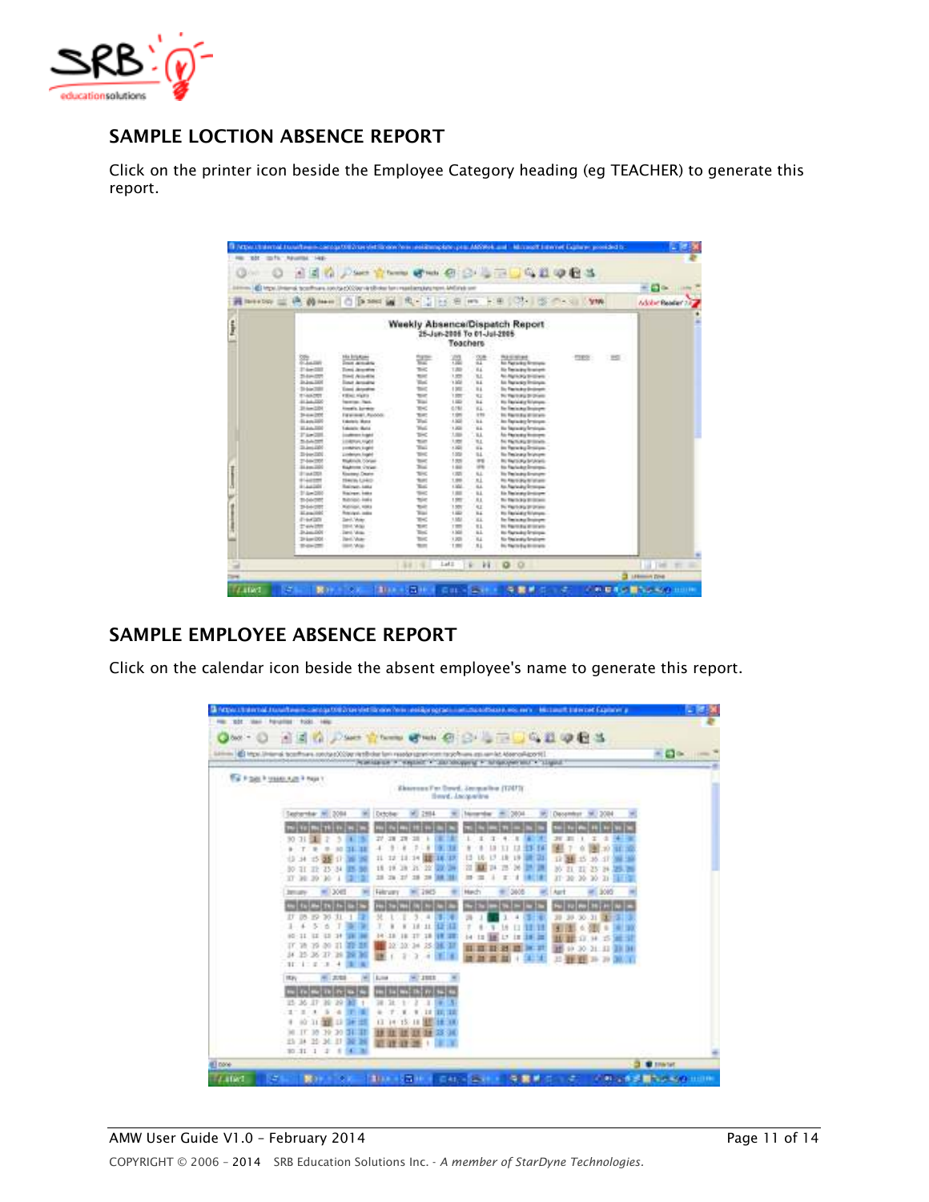## SAMPLE LOCTION ABSENCE REPORT

Click on the printer icon beside the Employee Category heading (eg TEACHER) to generate this report.

## SAMPLE EMPLOYEE ABSENCE REPORT

Click on the calendar icon beside the absent employee's name to generate this report.

AMW User Guide V1.0 – February 2014

COPYRIGHT © 2006 – 2014 SRB Education Solutions Inc. - *A member of StarDyne Technologies.*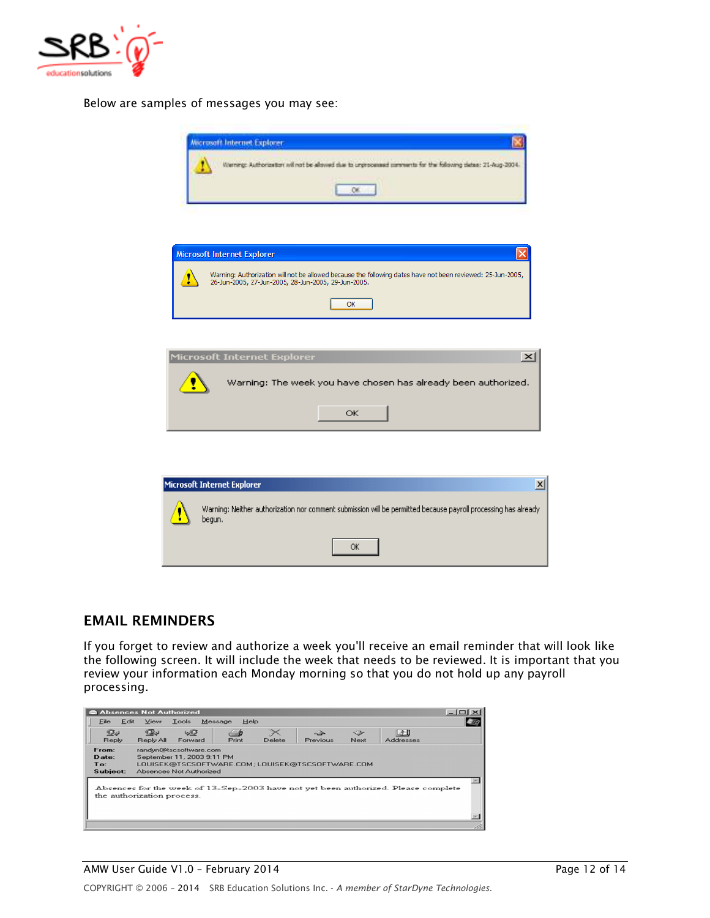Below are samples of messages you may see:

Microsoft Internet Explorer

Warning: Authorization will not be allowed due to unprocessed comments for the following dates: 21-Aug-2004.

OK

Microsoft Internet Explorer

Warning: Authorization will not be allowed because the following dates have not been reviewed: 25-Jun-2005, 26-Jun-2005, 27-Jun-2005, 28-Jun-2005, 29-Jun-2005.

OK

Microsoft Internet Explorer

Warning: The week you have chosen has already been authorized.

OK

Microsoft Internet Explorer

Warning: Neither authorization nor comment submission will be permitted because payroll processing has already begun.

OK

## EMAIL REMINDERS

If you forget to review and authorize a week you'll receive an email reminder that will look like the following screen. It will include the week that needs to be reviewed. It is important that you review your information each Monday morning so that you do not hold up any payroll processing.

Absences Not Authorized

File Edit View Tools Message Help

Reply Reply All Forward Print Delete Previous Next Addresses

**From:** randyn@tscsoftware.com
**Date:** September 11, 2003 9:11 PM
**To:** LOUISEK@TSCSOFTWARE.COM; LOUISEK@TSCSOFTWARE.COM
**Subject:** Absences Not Authorized

Absences for the week of 13-Sep-2003 have not yet been authorized. Please complete the authorization process.

COPYRIGHT © 2006 – 2014 SRB Education Solutions Inc. - *A member of StarDyne Technologies.*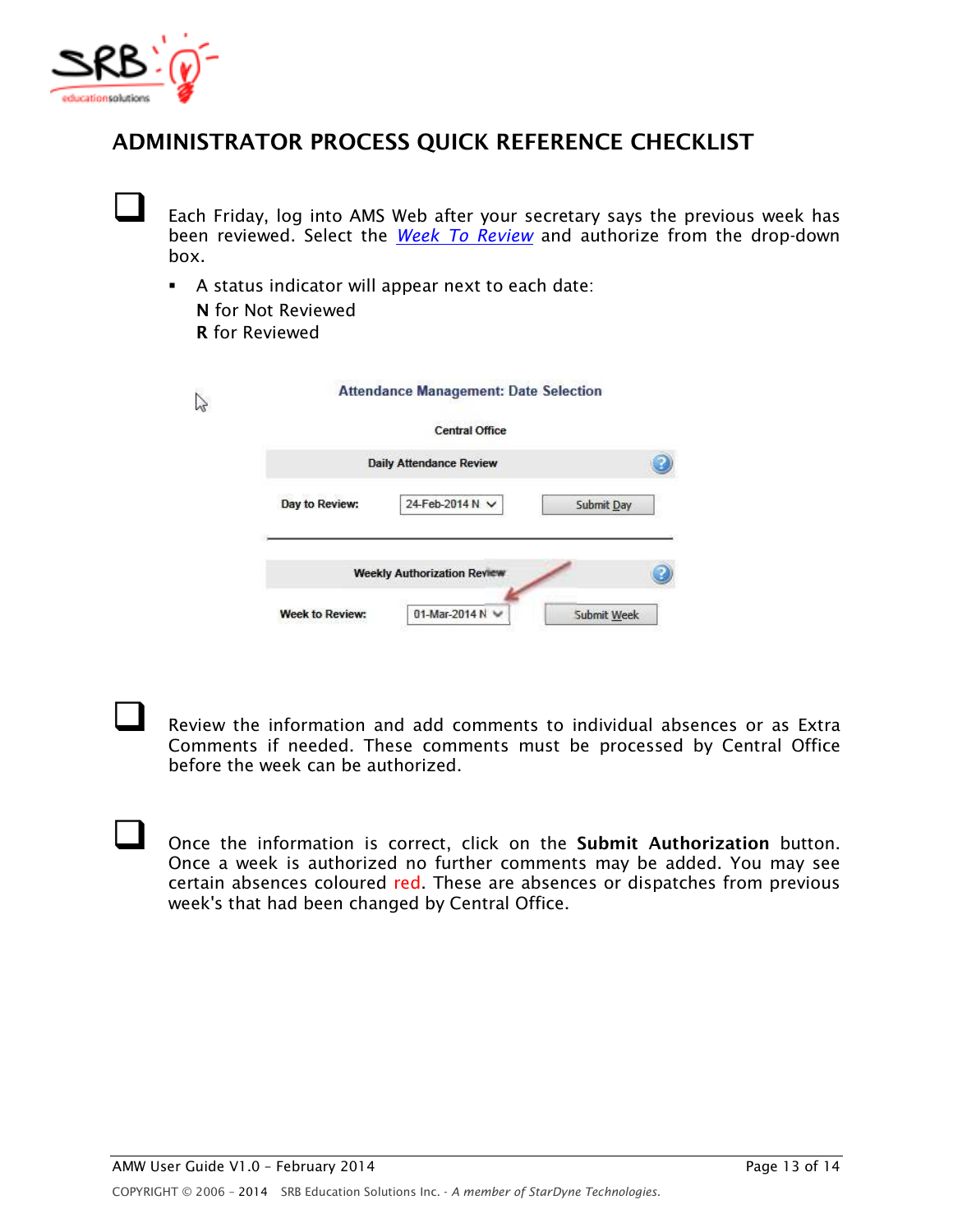## ADMINISTRATOR PROCESS QUICK REFERENCE CHECKLIST

- [ ] Each Friday, log into AMS Web after your secretary says the previous week has been reviewed. Select the *Week To Review* and authorize from the drop-down box.
  - A status indicator will appear next to each date:
    **N** for Not Reviewed
    **R** for Reviewed

- [ ] Review the information and add comments to individual absences or as Extra Comments if needed. These comments must be processed by Central Office before the week can be authorized.

- [ ] Once the information is correct, click on the **Submit Authorization** button. Once a week is authorized no further comments may be added. You may see certain absences coloured red. These are absences or dispatches from previous week's that had been changed by Central Office.

COPYRIGHT © 2006 – 2014 SRB Education Solutions Inc. - *A member of StarDyne Technologies.*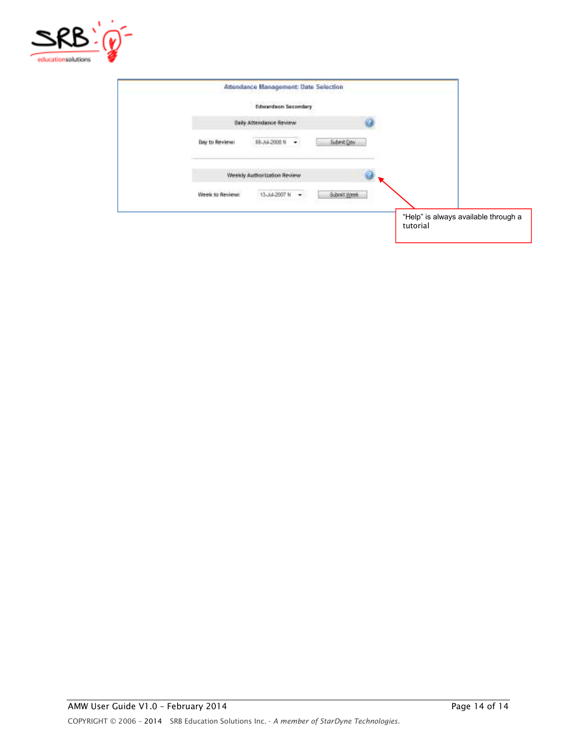Attendance Management: Date Selection

Edwardson Secondary

Daily Attendance Review

Day to Review: 08-Jul-2008 N Submit Day

Weekly Authorization Review

Week to Review: 13-Jul-2007 N Submit Week

"Help" is always available through a tutorial